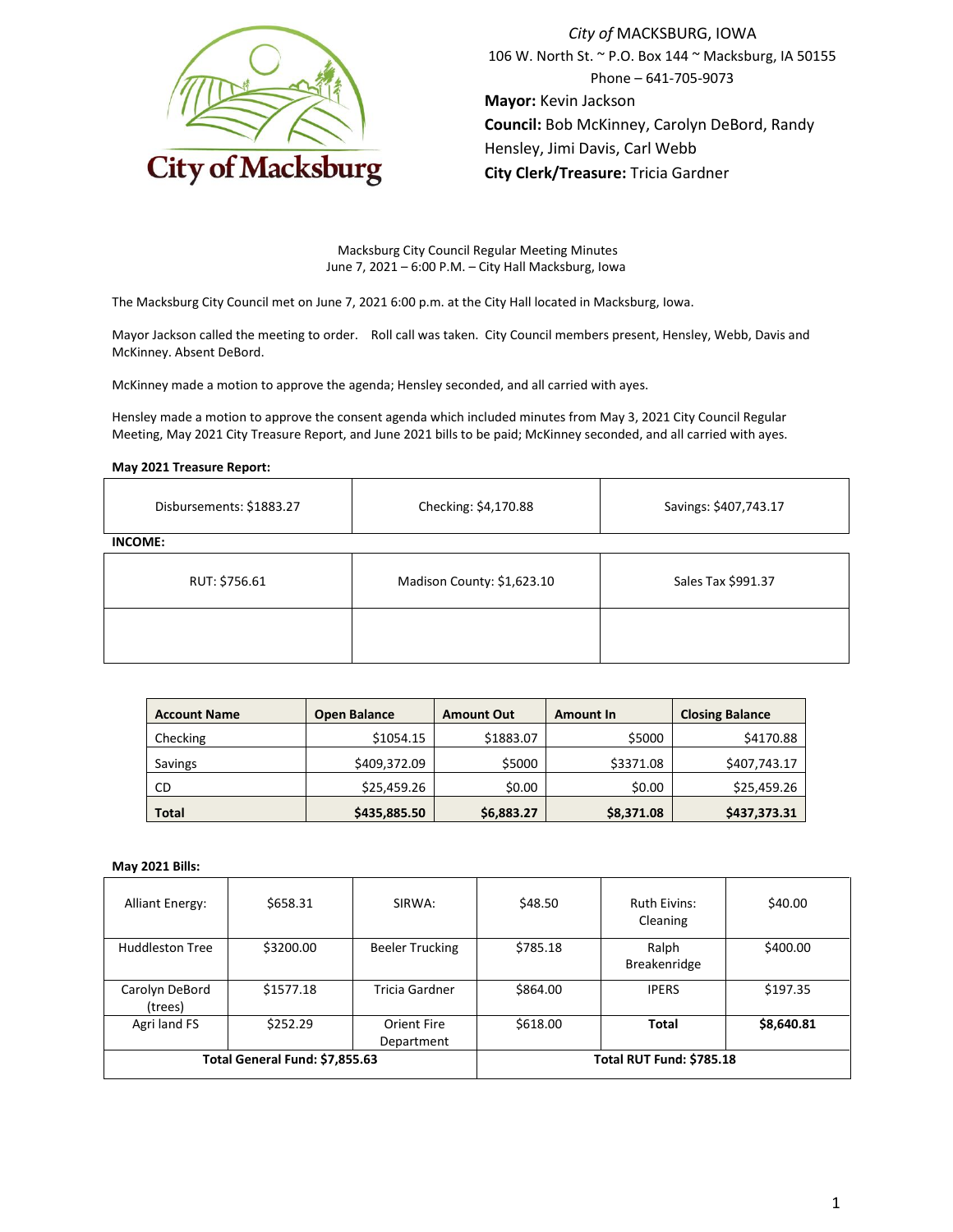City of MACKSBURG, IOWA
106 W. North St. ~ P.O. Box 144 ~ Macksburg, IA 50155
Phone – 641-705-9073
**Mayor:** Kevin Jackson
**Council:** Bob McKinney, Carolyn DeBord, Randy Hensley, Jimi Davis, Carl Webb
**City Clerk/Treasure:** Tricia Gardner

Macksburg City Council Regular Meeting Minutes
June 7, 2021 – 6:00 P.M. – City Hall Macksburg, Iowa

The Macksburg City Council met on June 7, 2021 6:00 p.m. at the City Hall located in Macksburg, Iowa.

Mayor Jackson called the meeting to order. Roll call was taken. City Council members present, Hensley, Webb, Davis and McKinney. Absent DeBord.

McKinney made a motion to approve the agenda; Hensley seconded, and all carried with ayes.

Hensley made a motion to approve the consent agenda which included minutes from May 3, 2021 City Council Regular Meeting, May 2021 City Treasure Report, and June 2021 bills to be paid; McKinney seconded, and all carried with ayes.

**May 2021 Treasure Report:**

| Disbursements: $1883.27 | Checking: $4,170.88 | Savings: $407,743.17 |
|---|---|---|

**INCOME:**

| RUT: $756.61 | Madison County: $1,623.10 | Sales Tax $991.37 |
|---|---|---|
| | | |

| Account Name | Open Balance | Amount Out | Amount In | Closing Balance |
|---|---|---|---|---|
| Checking | $1054.15 | $1883.07 | $5000 | $4170.88 |
| Savings | $409,372.09 | $5000 | $3371.08 | $407,743.17 |
| CD | $25,459.26 | $0.00 | $0.00 | $25,459.26 |
| **Total** | **$435,885.50** | **$6,883.27** | **$8,371.08** | **$437,373.31** |

**May 2021 Bills:**

| Alliant Energy: | $658.31 | SIRWA: | $48.50 | Ruth Eivins: Cleaning | $40.00 |
|---|---|---|---|---|---|
| Huddleston Tree | $3200.00 | Beeler Trucking | $785.18 | Ralph Breakenridge | $400.00 |
| Carolyn DeBord (trees) | $1577.18 | Tricia Gardner | $864.00 | IPERS | $197.35 |
| Agri land FS | $252.29 | Orient Fire Department | $618.00 | **Total** | **$8,640.81** |
| **Total General Fund: $7,855.63** | | | **Total RUT Fund: $785.18** | | |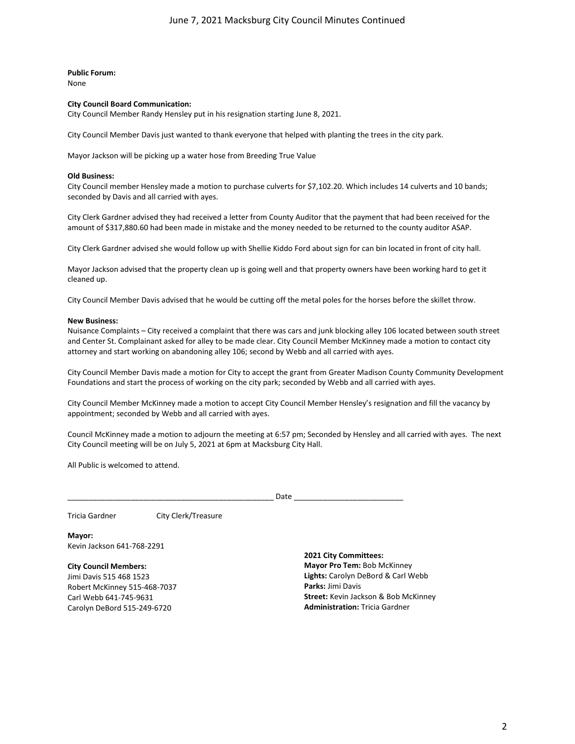**Public Forum:**
None

**City Council Board Communication:**
City Council Member Randy Hensley put in his resignation starting June 8, 2021.

City Council Member Davis just wanted to thank everyone that helped with planting the trees in the city park.

Mayor Jackson will be picking up a water hose from Breeding True Value

**Old Business:**
City Council member Hensley made a motion to purchase culverts for $7,102.20. Which includes 14 culverts and 10 bands; seconded by Davis and all carried with ayes.

City Clerk Gardner advised they had received a letter from County Auditor that the payment that had been received for the amount of $317,880.60 had been made in mistake and the money needed to be returned to the county auditor ASAP.

City Clerk Gardner advised she would follow up with Shellie Kiddo Ford about sign for can bin located in front of city hall.

Mayor Jackson advised that the property clean up is going well and that property owners have been working hard to get it cleaned up.

City Council Member Davis advised that he would be cutting off the metal poles for the horses before the skillet throw.

**New Business:**
Nuisance Complaints – City received a complaint that there was cars and junk blocking alley 106 located between south street and Center St. Complainant asked for alley to be made clear. City Council Member McKinney made a motion to contact city attorney and start working on abandoning alley 106; second by Webb and all carried with ayes.

City Council Member Davis made a motion for City to accept the grant from Greater Madison County Community Development Foundations and start the process of working on the city park; seconded by Webb and all carried with ayes.

City Council Member McKinney made a motion to accept City Council Member Hensley's resignation and fill the vacancy by appointment; seconded by Webb and all carried with ayes.

Council McKinney made a motion to adjourn the meeting at 6:57 pm; Seconded by Hensley and all carried with ayes. The next City Council meeting will be on July 5, 2021 at 6pm at Macksburg City Hall.

All Public is welcomed to attend.

_________________________________________________ Date _________________________

Tricia Gardner City Clerk/Treasure

**Mayor:**
Kevin Jackson 641-768-2291

**City Council Members:**
Jimi Davis 515 468 1523
Robert McKinney 515-468-7037
Carl Webb 641-745-9631
Carolyn DeBord 515-249-6720

**2021 City Committees:**
**Mayor Pro Tem:** Bob McKinney
**Lights:** Carolyn DeBord & Carl Webb
**Parks:** Jimi Davis
**Street:** Kevin Jackson & Bob McKinney
**Administration:** Tricia Gardner